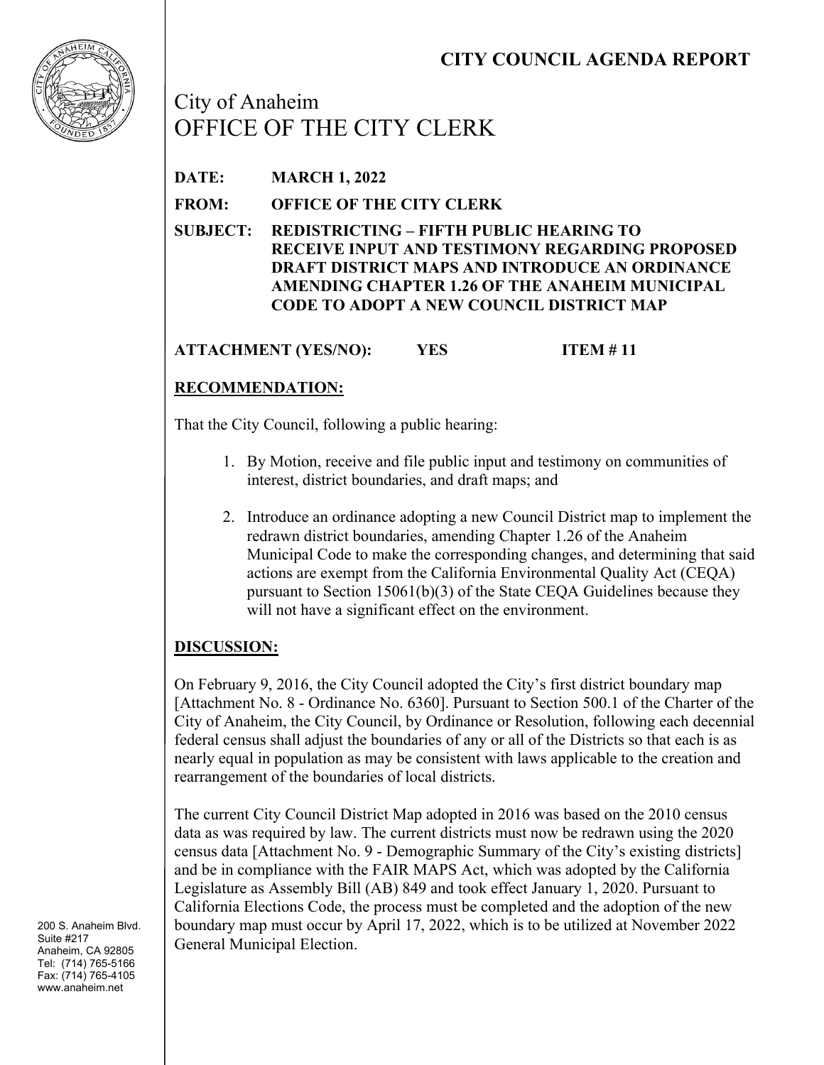# CITY COUNCIL AGENDA REPORT

City of Anaheim
OFFICE OF THE CITY CLERK

**DATE:** **MARCH 1, 2022**

**FROM:** **OFFICE OF THE CITY CLERK**

**SUBJECT:** **REDISTRICTING – FIFTH PUBLIC HEARING TO RECEIVE INPUT AND TESTIMONY REGARDING PROPOSED DRAFT DISTRICT MAPS AND INTRODUCE AN ORDINANCE AMENDING CHAPTER 1.26 OF THE ANAHEIM MUNICIPAL CODE TO ADOPT A NEW COUNCIL DISTRICT MAP**

**ATTACHMENT (YES/NO):** **YES** **ITEM # 11**

## RECOMMENDATION:

That the City Council, following a public hearing:

1. By Motion, receive and file public input and testimony on communities of interest, district boundaries, and draft maps; and
2. Introduce an ordinance adopting a new Council District map to implement the redrawn district boundaries, amending Chapter 1.26 of the Anaheim Municipal Code to make the corresponding changes, and determining that said actions are exempt from the California Environmental Quality Act (CEQA) pursuant to Section 15061(b)(3) of the State CEQA Guidelines because they will not have a significant effect on the environment.

## DISCUSSION:

On February 9, 2016, the City Council adopted the City's first district boundary map [Attachment No. 8 - Ordinance No. 6360]. Pursuant to Section 500.1 of the Charter of the City of Anaheim, the City Council, by Ordinance or Resolution, following each decennial federal census shall adjust the boundaries of any or all of the Districts so that each is as nearly equal in population as may be consistent with laws applicable to the creation and rearrangement of the boundaries of local districts.

The current City Council District Map adopted in 2016 was based on the 2010 census data as was required by law. The current districts must now be redrawn using the 2020 census data [Attachment No. 9 - Demographic Summary of the City's existing districts] and be in compliance with the FAIR MAPS Act, which was adopted by the California Legislature as Assembly Bill (AB) 849 and took effect January 1, 2020. Pursuant to California Elections Code, the process must be completed and the adoption of the new boundary map must occur by April 17, 2022, which is to be utilized at November 2022 General Municipal Election.

200 S. Anaheim Blvd.
Suite #217
Anaheim, CA 92805
Tel: (714) 765-5166
Fax: (714) 765-4105
www.anaheim.net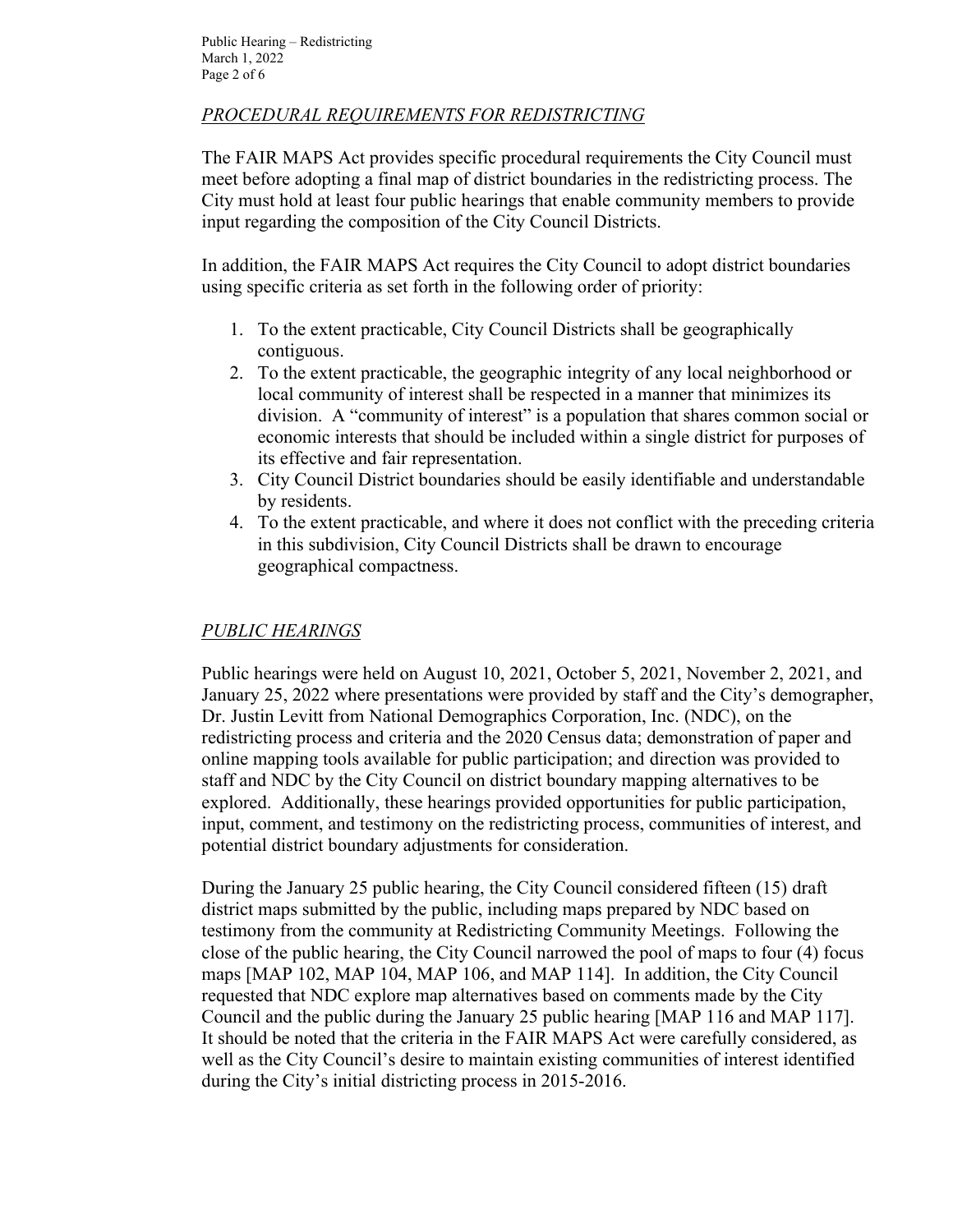## *PROCEDURAL REQUIREMENTS FOR REDISTRICTING*

The FAIR MAPS Act provides specific procedural requirements the City Council must meet before adopting a final map of district boundaries in the redistricting process. The City must hold at least four public hearings that enable community members to provide input regarding the composition of the City Council Districts.

In addition, the FAIR MAPS Act requires the City Council to adopt district boundaries using specific criteria as set forth in the following order of priority:

1. To the extent practicable, City Council Districts shall be geographically contiguous.
2. To the extent practicable, the geographic integrity of any local neighborhood or local community of interest shall be respected in a manner that minimizes its division. A "community of interest" is a population that shares common social or economic interests that should be included within a single district for purposes of its effective and fair representation.
3. City Council District boundaries should be easily identifiable and understandable by residents.
4. To the extent practicable, and where it does not conflict with the preceding criteria in this subdivision, City Council Districts shall be drawn to encourage geographical compactness.

## *PUBLIC HEARINGS*

Public hearings were held on August 10, 2021, October 5, 2021, November 2, 2021, and January 25, 2022 where presentations were provided by staff and the City's demographer, Dr. Justin Levitt from National Demographics Corporation, Inc. (NDC), on the redistricting process and criteria and the 2020 Census data; demonstration of paper and online mapping tools available for public participation; and direction was provided to staff and NDC by the City Council on district boundary mapping alternatives to be explored. Additionally, these hearings provided opportunities for public participation, input, comment, and testimony on the redistricting process, communities of interest, and potential district boundary adjustments for consideration.

During the January 25 public hearing, the City Council considered fifteen (15) draft district maps submitted by the public, including maps prepared by NDC based on testimony from the community at Redistricting Community Meetings. Following the close of the public hearing, the City Council narrowed the pool of maps to four (4) focus maps [MAP 102, MAP 104, MAP 106, and MAP 114]. In addition, the City Council requested that NDC explore map alternatives based on comments made by the City Council and the public during the January 25 public hearing [MAP 116 and MAP 117]. It should be noted that the criteria in the FAIR MAPS Act were carefully considered, as well as the City Council's desire to maintain existing communities of interest identified during the City's initial districting process in 2015-2016.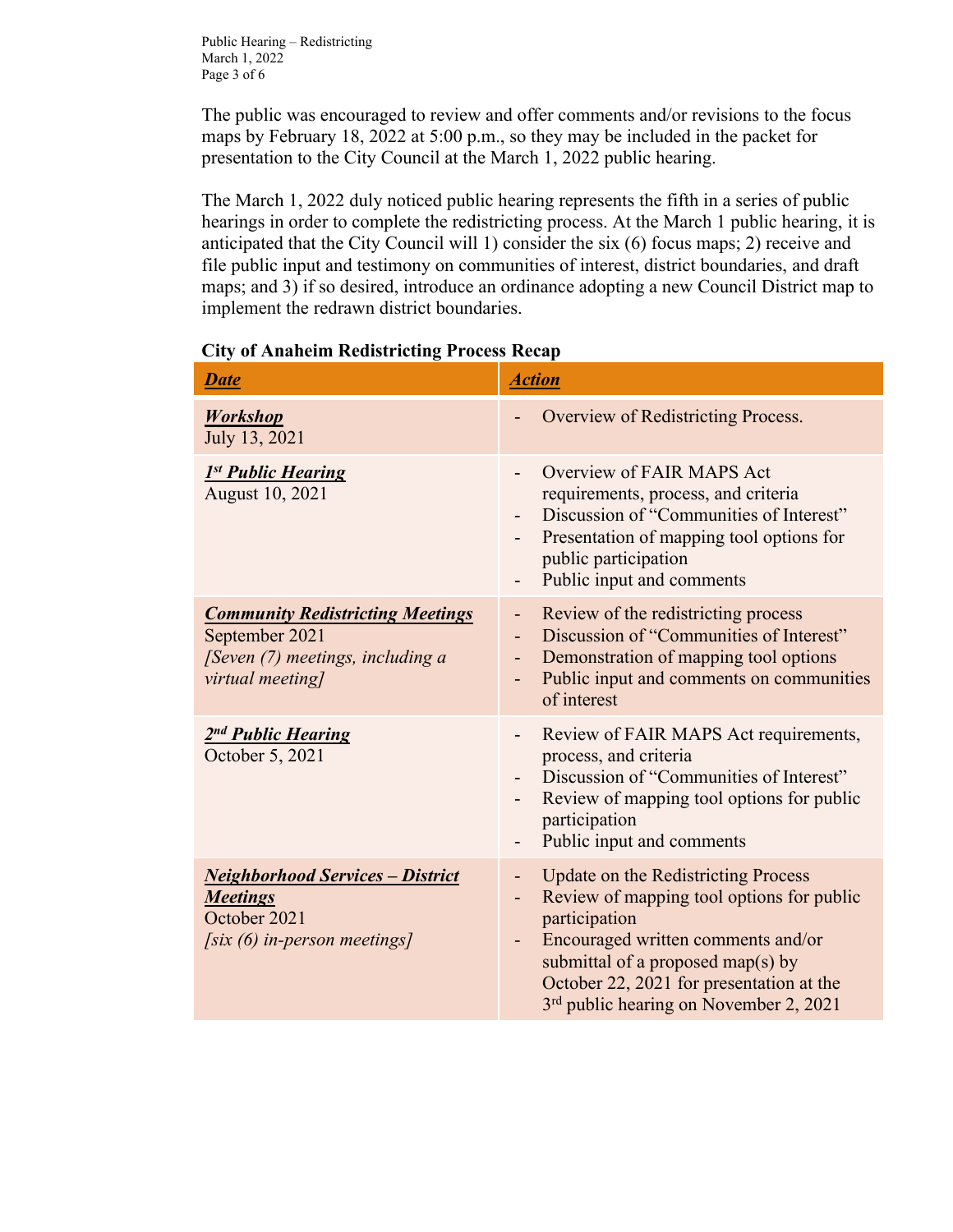The public was encouraged to review and offer comments and/or revisions to the focus maps by February 18, 2022 at 5:00 p.m., so they may be included in the packet for presentation to the City Council at the March 1, 2022 public hearing.

The March 1, 2022 duly noticed public hearing represents the fifth in a series of public hearings in order to complete the redistricting process. At the March 1 public hearing, it is anticipated that the City Council will 1) consider the six (6) focus maps; 2) receive and file public input and testimony on communities of interest, district boundaries, and draft maps; and 3) if so desired, introduce an ordinance adopting a new Council District map to implement the redrawn district boundaries.

**City of Anaheim Redistricting Process Recap**

| ***Date*** | ***Action*** |
|---|---|
| ***Workshop***<br>July 13, 2021 | - Overview of Redistricting Process. |
| ***1st Public Hearing***<br>August 10, 2021 | - Overview of FAIR MAPS Act requirements, process, and criteria<br>- Discussion of "Communities of Interest"<br>- Presentation of mapping tool options for public participation<br>- Public input and comments |
| ***Community Redistricting Meetings***<br>September 2021<br>*[Seven (7) meetings, including a virtual meeting]* | - Review of the redistricting process<br>- Discussion of "Communities of Interest"<br>- Demonstration of mapping tool options<br>- Public input and comments on communities of interest |
| ***2nd Public Hearing***<br>October 5, 2021 | - Review of FAIR MAPS Act requirements, process, and criteria<br>- Discussion of "Communities of Interest"<br>- Review of mapping tool options for public participation<br>- Public input and comments |
| ***Neighborhood Services – District Meetings***<br>October 2021<br>*[six (6) in-person meetings]* | - Update on the Redistricting Process<br>- Review of mapping tool options for public participation<br>- Encouraged written comments and/or submittal of a proposed map(s) by October 22, 2021 for presentation at the 3rd public hearing on November 2, 2021 |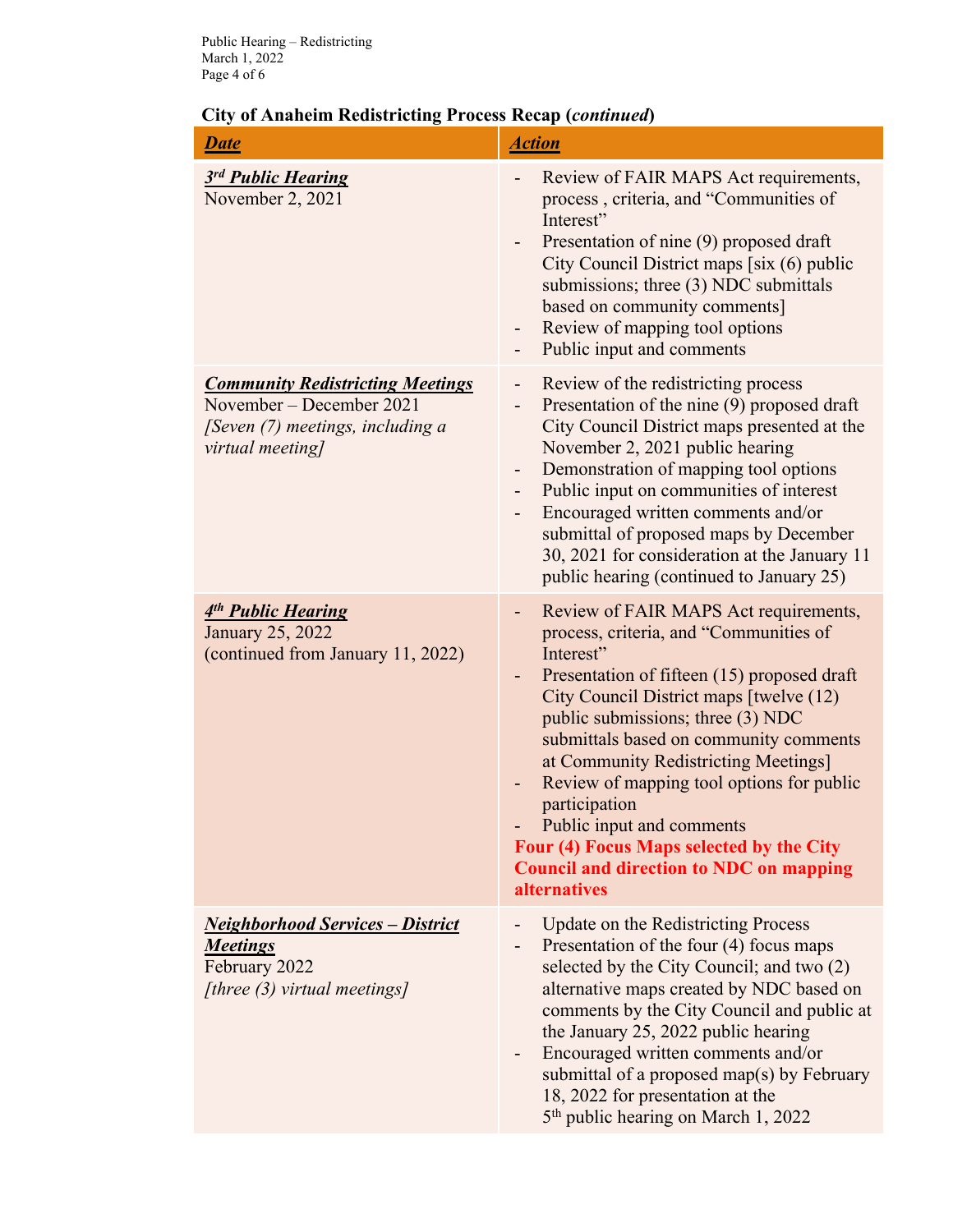## City of Anheim Redistricting Process Recap (*continued*)

| ***Date*** | ***Action*** |
|---|---|
| ***3rd Public Hearing***<br>November 2, 2021 | - Review of FAIR MAPS Act requirements, process , criteria, and "Communities of Interest"<br>- Presentation of nine (9) proposed draft City Council District maps [six (6) public submissions; three (3) NDC submittals based on community comments]<br>- Review of mapping tool options<br>- Public input and comments |
| ***Community Redistricting Meetings***<br>November – December 2021<br>*[Seven (7) meetings, including a virtual meeting]* | - Review of the redistricting process<br>- Presentation of the nine (9) proposed draft City Council District maps presented at the November 2, 2021 public hearing<br>- Demonstration of mapping tool options<br>- Public input on communities of interest<br>- Encouraged written comments and/or submittal of proposed maps by December 30, 2021 for consideration at the January 11 public hearing (continued to January 25) |
| ***4th Public Hearing***<br>January 25, 2022<br>(continued from January 11, 2022) | - Review of FAIR MAPS Act requirements, process, criteria, and "Communities of Interest"<br>- Presentation of fifteen (15) proposed draft City Council District maps [twelve (12) public submissions; three (3) NDC submittals based on community comments at Community Redistricting Meetings]<br>- Review of mapping tool options for public participation<br>- Public input and comments<br>**Four (4) Focus Maps selected by the City Council and direction to NDC on mapping alternatives** |
| ***Neighborhood Services – District Meetings***<br>February 2022<br>*[three (3) virtual meetings]* | - Update on the Redistricting Process<br>- Presentation of the four (4) focus maps selected by the City Council; and two (2) alternative maps created by NDC based on comments by the City Council and public at the January 25, 2022 public hearing<br>- Encouraged written comments and/or submittal of a proposed map(s) by February 18, 2022 for presentation at the 5th public hearing on March 1, 2022 |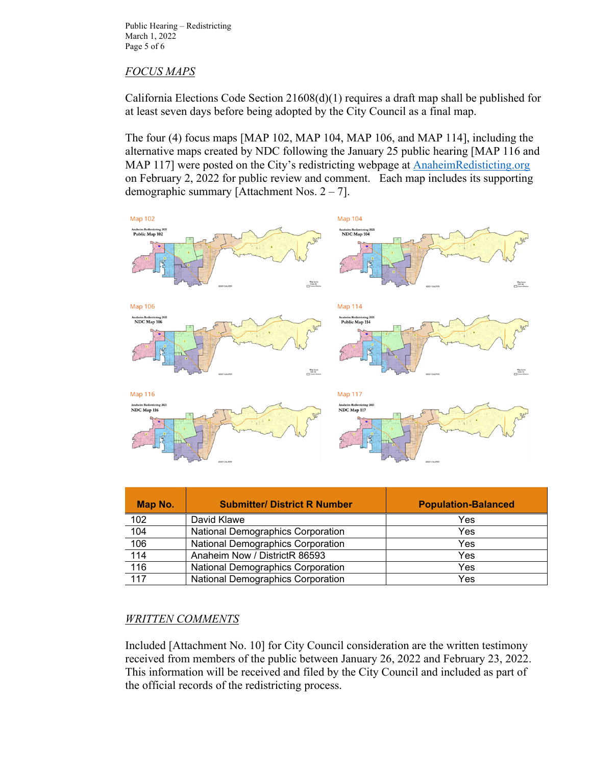## *FOCUS MAPS*

California Elections Code Section 21608(d)(1) requires a draft map shall be published for at least seven days before being adopted by the City Council as a final map.

The four (4) focus maps [MAP 102, MAP 104, MAP 106, and MAP 114], including the alternative maps created by NDC following the January 25 public hearing [MAP 116 and MAP 117] were posted on the City's redistricting webpage at [AnaheimRedistricting.org](https://AnaheimRedistricting.org) on February 2, 2022 for public review and comment. Each map includes its supporting demographic summary [Attachment Nos. 2 – 7].

| Map No. | Submitter/ District R Number | Population-Balanced |
|---|---|---|
| 102 | David Klawe | Yes |
| 104 | National Demographics Corporation | Yes |
| 106 | National Demographics Corporation | Yes |
| 114 | Anaheim Now / DistrictR 86593 | Yes |
| 116 | National Demographics Corporation | Yes |
| 117 | National Demographics Corporation | Yes |

## *WRITTEN COMMENTS*

Included [Attachment No. 10] for City Council consideration are the written testimony received from members of the public between January 26, 2022 and February 23, 2022. This information will be received and filed by the City Council and included as part of the official records of the redistricting process.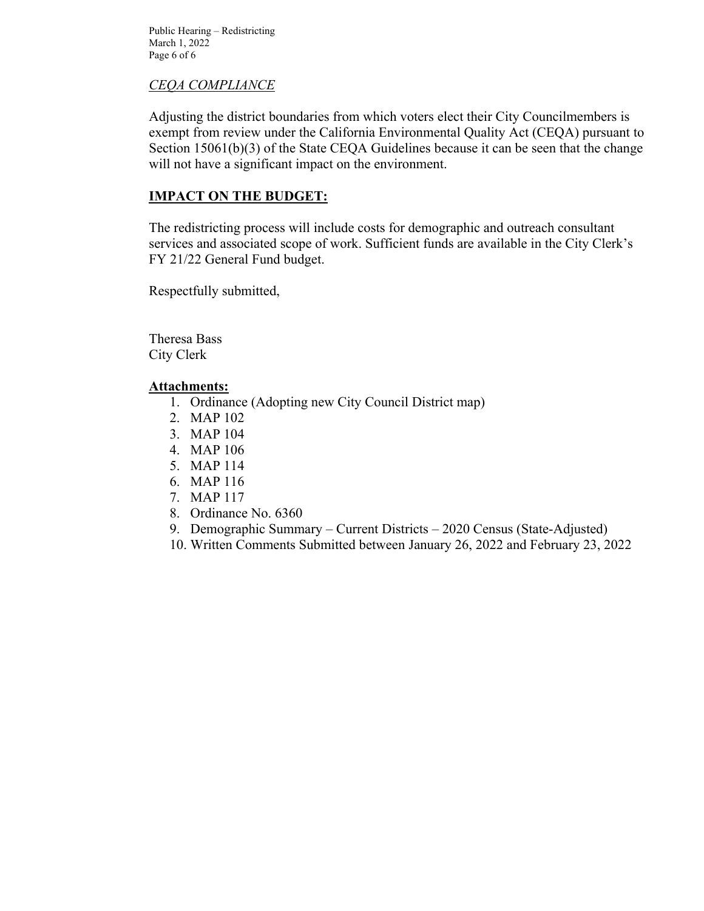*CEQA COMPLIANCE*

Adjusting the district boundaries from which voters elect their City Councilmembers is exempt from review under the California Environmental Quality Act (CEQA) pursuant to Section 15061(b)(3) of the State CEQA Guidelines because it can be seen that the change will not have a significant impact on the environment.

## IMPACT ON THE BUDGET:

The redistricting process will include costs for demographic and outreach consultant services and associated scope of work. Sufficient funds are available in the City Clerk's FY 21/22 General Fund budget.

Respectfully submitted,

Theresa Bass
City Clerk

**Attachments:**

1. Ordinance (Adopting new City Council District map)
2. MAP 102
3. MAP 104
4. MAP 106
5. MAP 114
6. MAP 116
7. MAP 117
8. Ordinance No. 6360
9. Demographic Summary – Current Districts – 2020 Census (State-Adjusted)
10. Written Comments Submitted between January 26, 2022 and February 23, 2022